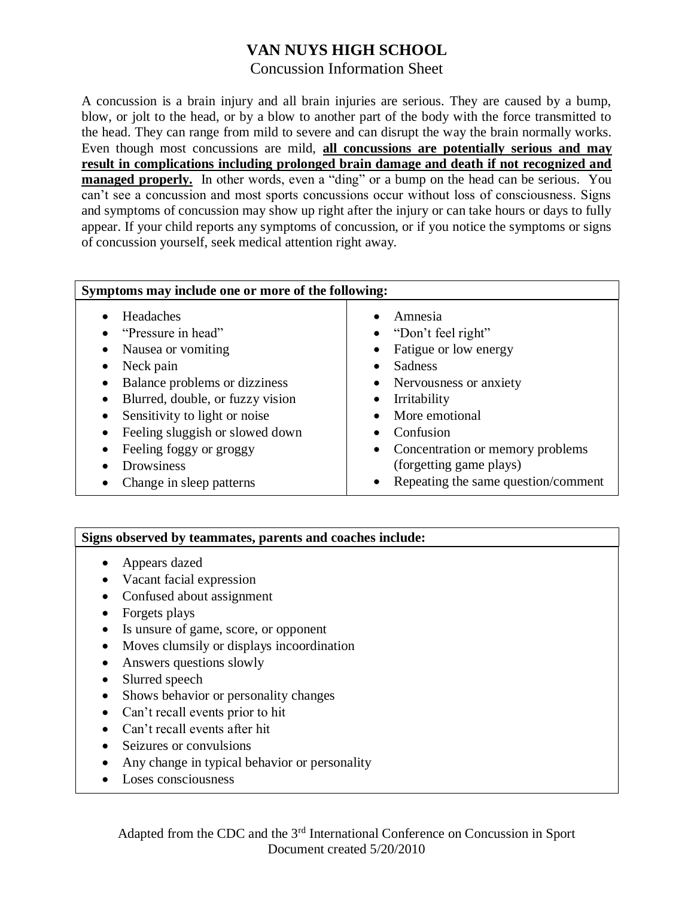# VAN NUYS HIGH SCHOOL

## Concussion Information Sheet

A concussion is a brain injury and all brain injuries are serious. They are caused by a bump, blow, or jolt to the head, or by a blow to another part of the body with the force transmitted to the head. They can range from mild to severe and can disrupt the way the brain normally works. Even though most concussions are mild, **all concussions are potentially serious and may result in complications including prolonged brain damage and death if not recognized and managed properly.** In other words, even a "ding" or a bump on the head can be serious. You can't see a concussion and most sports concussions occur without loss of consciousness. Signs and symptoms of concussion may show up right after the injury or can take hours or days to fully appear. If your child reports any symptoms of concussion, or if you notice the symptoms or signs of concussion yourself, seek medical attention right away.

| **Symptoms may include one or more of the following:** | |
|---|---|
| • Headaches<br>• "Pressure in head"<br>• Nausea or vomiting<br>• Neck pain<br>• Balance problems or dizziness<br>• Blurred, double, or fuzzy vision<br>• Sensitivity to light or noise<br>• Feeling sluggish or slowed down<br>• Feeling foggy or groggy<br>• Drowsiness<br>• Change in sleep patterns | • Amnesia<br>• "Don't feel right"<br>• Fatigue or low energy<br>• Sadness<br>• Nervousness or anxiety<br>• Irritability<br>• More emotional<br>• Confusion<br>• Concentration or memory problems (forgetting game plays)<br>• Repeating the same question/comment |

**Signs observed by teammates, parents and coaches include:**

- Appears dazed
- Vacant facial expression
- Confused about assignment
- Forgets plays
- Is unsure of game, score, or opponent
- Moves clumsily or displays incoordination
- Answers questions slowly
- Slurred speech
- Shows behavior or personality changes
- Can't recall events prior to hit
- Can't recall events after hit
- Seizures or convulsions
- Any change in typical behavior or personality
- Loses consciousness

Adapted from the CDC and the 3rd International Conference on Concussion in Sport
Document created 5/20/2010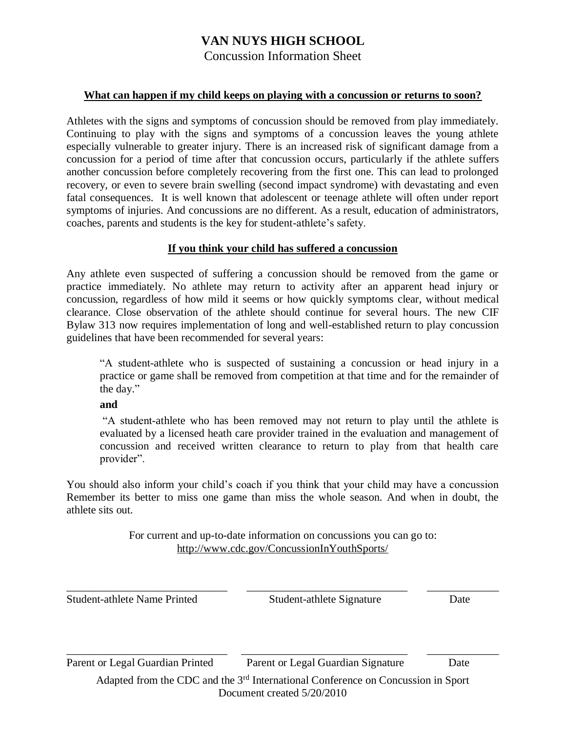# VAN NUYS HIGH SCHOOL

Concussion Information Sheet

**What can happen if my child keeps on playing with a concussion or returns to soon?**

Athletes with the signs and symptoms of concussion should be removed from play immediately. Continuing to play with the signs and symptoms of a concussion leaves the young athlete especially vulnerable to greater injury. There is an increased risk of significant damage from a concussion for a period of time after that concussion occurs, particularly if the athlete suffers another concussion before completely recovering from the first one. This can lead to prolonged recovery, or even to severe brain swelling (second impact syndrome) with devastating and even fatal consequences. It is well known that adolescent or teenage athlete will often under report symptoms of injuries. And concussions are no different. As a result, education of administrators, coaches, parents and students is the key for student-athlete's safety.

**If you think your child has suffered a concussion**

Any athlete even suspected of suffering a concussion should be removed from the game or practice immediately. No athlete may return to activity after an apparent head injury or concussion, regardless of how mild it seems or how quickly symptoms clear, without medical clearance. Close observation of the athlete should continue for several hours. The new CIF Bylaw 313 now requires implementation of long and well-established return to play concussion guidelines that have been recommended for several years:

> "A student-athlete who is suspected of sustaining a concussion or head injury in a practice or game shall be removed from competition at that time and for the remainder of the day."
>
> **and**
>
> "A student-athlete who has been removed may not return to play until the athlete is evaluated by a licensed heath care provider trained in the evaluation and management of concussion and received written clearance to return to play from that health care provider".

You should also inform your child's coach if you think that your child may have a concussion Remember its better to miss one game than miss the whole season. And when in doubt, the athlete sits out.

For current and up-to-date information on concussions you can go to:
http://www.cdc.gov/ConcussionInYouthSports/

| | | |
|---|---|---|
| ______________________________ | ______________________________ | ____________ |
| Student-athlete Name Printed | Student-athlete Signature | Date |
| ______________________________ | ______________________________ | ____________ |
| Parent or Legal Guardian Printed | Parent or Legal Guardian Signature | Date |

Adapted from the CDC and the 3rd International Conference on Concussion in Sport
Document created 5/20/2010